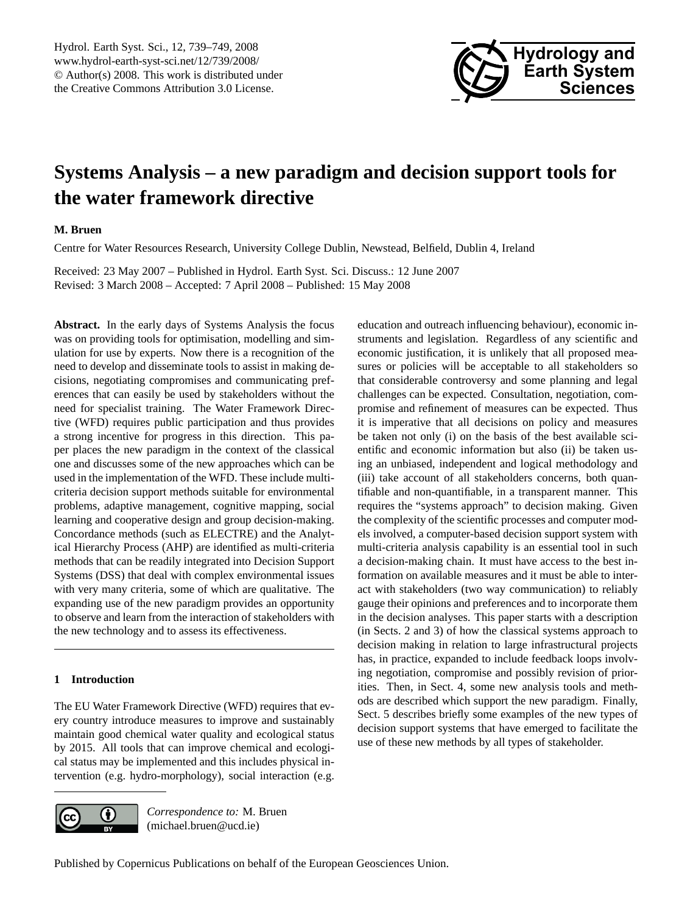# Systems Analysis – a new paradigm and decision support tools for the water framework directive

**M. Bruen**

Centre for Water Resources Research, University College Dublin, Newstead, Belfield, Dublin 4, Ireland

Received: 23 May 2007 – Published in Hydrol. Earth Syst. Sci. Discuss.: 12 June 2007
Revised: 3 March 2008 – Accepted: 7 April 2008 – Published: 15 May 2008

**Abstract.** In the early days of Systems Analysis the focus was on providing tools for optimisation, modelling and simulation for use by experts. Now there is a recognition of the need to develop and disseminate tools to assist in making decisions, negotiating compromises and communicating preferences that can easily be used by stakeholders without the need for specialist training. The Water Framework Directive (WFD) requires public participation and thus provides a strong incentive for progress in this direction. This paper places the new paradigm in the context of the classical one and discusses some of the new approaches which can be used in the implementation of the WFD. These include multi-criteria decision support methods suitable for environmental problems, adaptive management, cognitive mapping, social learning and cooperative design and group decision-making. Concordance methods (such as ELECTRE) and the Analytical Hierarchy Process (AHP) are identified as multi-criteria methods that can be readily integrated into Decision Support Systems (DSS) that deal with complex environmental issues with very many criteria, some of which are qualitative. The expanding use of the new paradigm provides an opportunity to observe and learn from the interaction of stakeholders with the new technology and to assess its effectiveness.

## 1 Introduction

The EU Water Framework Directive (WFD) requires that every country introduce measures to improve and sustainably maintain good chemical water quality and ecological status by 2015. All tools that can improve chemical and ecological status may be implemented and this includes physical intervention (e.g. hydro-morphology), social interaction (e.g. education and outreach influencing behaviour), economic instruments and legislation. Regardless of any scientific and economic justification, it is unlikely that all proposed measures or policies will be acceptable to all stakeholders so that considerable controversy and some planning and legal challenges can be expected. Consultation, negotiation, compromise and refinement of measures can be expected. Thus it is imperative that all decisions on policy and measures be taken not only (i) on the basis of the best available scientific and economic information but also (ii) be taken using an unbiased, independent and logical methodology and (iii) take account of all stakeholders concerns, both quantifiable and non-quantifiable, in a transparent manner. This requires the "systems approach" to decision making. Given the complexity of the scientific processes and computer models involved, a computer-based decision support system with multi-criteria analysis capability is an essential tool in such a decision-making chain. It must have access to the best information on available measures and it must be able to interact with stakeholders (two way communication) to reliably gauge their opinions and preferences and to incorporate them in the decision analyses. This paper starts with a description (in Sects. 2 and 3) of how the classical systems approach to decision making in relation to large infrastructural projects has, in practice, expanded to include feedback loops involving negotiation, compromise and possibly revision of priorities. Then, in Sect. 4, some new analysis tools and methods are described which support the new paradigm. Finally, Sect. 5 describes briefly some examples of the new types of decision support systems that have emerged to facilitate the use of these new methods by all types of stakeholder.

*Correspondence to:* M. Bruen
(michael.bruen@ucd.ie)

Published by Copernicus Publications on behalf of the European Geosciences Union.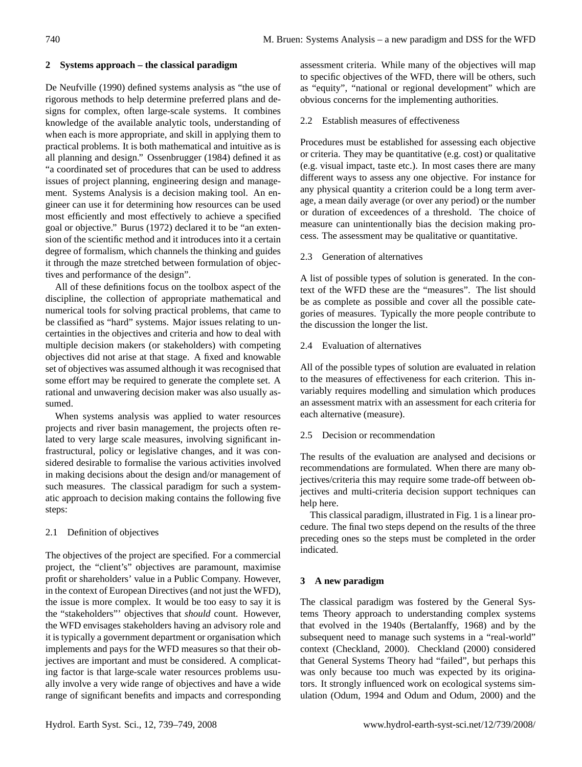## 2 Systems approach – the classical paradigm

De Neufville (1990) defined systems analysis as "the use of rigorous methods to help determine preferred plans and designs for complex, often large-scale systems. It combines knowledge of the available analytic tools, understanding of when each is more appropriate, and skill in applying them to practical problems. It is both mathematical and intuitive as is all planning and design." Ossenbrugger (1984) defined it as "a coordinated set of procedures that can be used to address issues of project planning, engineering design and management. Systems Analysis is a decision making tool. An engineer can use it for determining how resources can be used most efficiently and most effectively to achieve a specified goal or objective." Burus (1972) declared it to be "an extension of the scientific method and it introduces into it a certain degree of formalism, which channels the thinking and guides it through the maze stretched between formulation of objectives and performance of the design".

All of these definitions focus on the toolbox aspect of the discipline, the collection of appropriate mathematical and numerical tools for solving practical problems, that came to be classified as "hard" systems. Major issues relating to uncertainties in the objectives and criteria and how to deal with multiple decision makers (or stakeholders) with competing objectives did not arise at that stage. A fixed and knowable set of objectives was assumed although it was recognised that some effort may be required to generate the complete set. A rational and unwavering decision maker was also usually assumed.

When systems analysis was applied to water resources projects and river basin management, the projects often related to very large scale measures, involving significant infrastructural, policy or legislative changes, and it was considered desirable to formalise the various activities involved in making decisions about the design and/or management of such measures. The classical paradigm for such a systematic approach to decision making contains the following five steps:

### 2.1 Definition of objectives

The objectives of the project are specified. For a commercial project, the "client's" objectives are paramount, maximise profit or shareholders' value in a Public Company. However, in the context of European Directives (and not just the WFD), the issue is more complex. It would be too easy to say it is the "stakeholders"' objectives that *should* count. However, the WFD envisages stakeholders having an advisory role and it is typically a government department or organisation which implements and pays for the WFD measures so that their objectives are important and must be considered. A complicating factor is that large-scale water resources problems usually involve a very wide range of objectives and have a wide range of significant benefits and impacts and corresponding assessment criteria. While many of the objectives will map to specific objectives of the WFD, there will be others, such as "equity", "national or regional development" which are obvious concerns for the implementing authorities.

### 2.2 Establish measures of effectiveness

Procedures must be established for assessing each objective or criteria. They may be quantitative (e.g. cost) or qualitative (e.g. visual impact, taste etc.). In most cases there are many different ways to assess any one objective. For instance for any physical quantity a criterion could be a long term average, a mean daily average (or over any period) or the number or duration of exceedences of a threshold. The choice of measure can unintentionally bias the decision making process. The assessment may be qualitative or quantitative.

### 2.3 Generation of alternatives

A list of possible types of solution is generated. In the context of the WFD these are the "measures". The list should be as complete as possible and cover all the possible categories of measures. Typically the more people contribute to the discussion the longer the list.

### 2.4 Evaluation of alternatives

All of the possible types of solution are evaluated in relation to the measures of effectiveness for each criterion. This invariably requires modelling and simulation which produces an assessment matrix with an assessment for each criteria for each alternative (measure).

### 2.5 Decision or recommendation

The results of the evaluation are analysed and decisions or recommendations are formulated. When there are many objectives/criteria this may require some trade-off between objectives and multi-criteria decision support techniques can help here.

This classical paradigm, illustrated in Fig. 1 is a linear procedure. The final two steps depend on the results of the three preceding ones so the steps must be completed in the order indicated.

## 3 A new paradigm

The classical paradigm was fostered by the General Systems Theory approach to understanding complex systems that evolved in the 1940s (Bertalanffy, 1968) and by the subsequent need to manage such systems in a "real-world" context (Checkland, 2000). Checkland (2000) considered that General Systems Theory had "failed", but perhaps this was only because too much was expected by its originators. It strongly influenced work on ecological systems simulation (Odum, 1994 and Odum and Odum, 2000) and the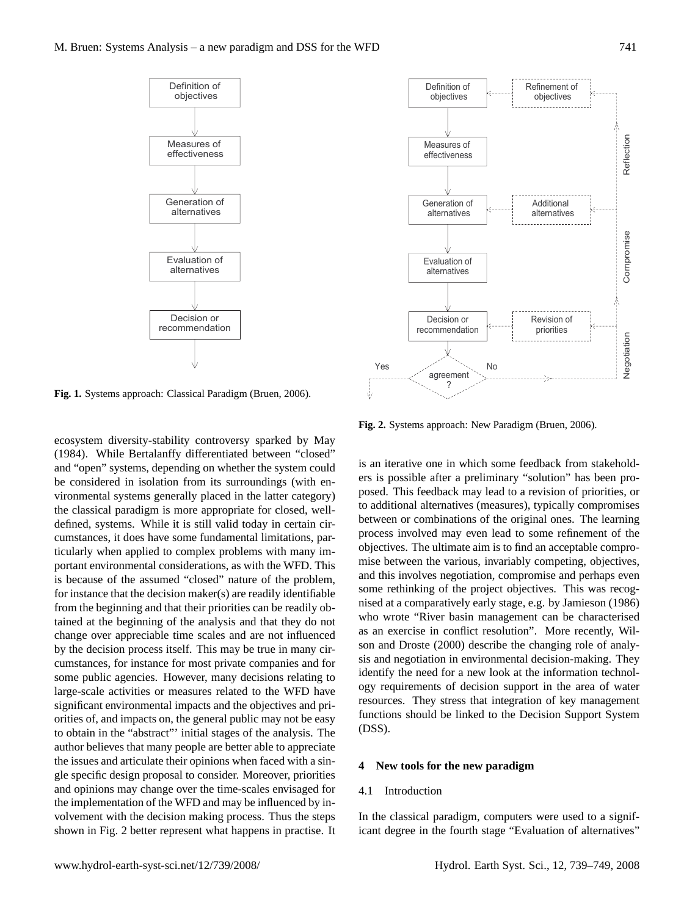**Fig. 1.** Systems approach: Classical Paradigm (Bruen, 2006).

**Fig. 2.** Systems approach: New Paradigm (Bruen, 2006).

ecosystem diversity-stability controversy sparked by May (1984). While Bertalanffy differentiated between "closed" and "open" systems, depending on whether the system could be considered in isolation from its surroundings (with environmental systems generally placed in the latter category) the classical paradigm is more appropriate for closed, well-defined, systems. While it is still valid today in certain circumstances, it does have some fundamental limitations, particularly when applied to complex problems with many important environmental considerations, as with the WFD. This is because of the assumed "closed" nature of the problem, for instance that the decision maker(s) are readily identifiable from the beginning and that their priorities can be readily obtained at the beginning of the analysis and that they do not change over appreciable time scales and are not influenced by the decision process itself. This may be true in many circumstances, for instance for most private companies and for some public agencies. However, many decisions relating to large-scale activities or measures related to the WFD have significant environmental impacts and the objectives and priorities of, and impacts on, the general public may not be easy to obtain in the "abstract"' initial stages of the analysis. The author believes that many people are better able to appreciate the issues and articulate their opinions when faced with a single specific design proposal to consider. Moreover, priorities and opinions may change over the time-scales envisaged for the implementation of the WFD and may be influenced by involvement with the decision making process. Thus the steps shown in Fig. 2 better represent what happens in practise. It is an iterative one in which some feedback from stakeholders is possible after a preliminary "solution" has been proposed. This feedback may lead to a revision of priorities, or to additional alternatives (measures), typically compromises between or combinations of the original ones. The learning process involved may even lead to some refinement of the objectives. The ultimate aim is to find an acceptable compromise between the various, invariably competing, objectives, and this involves negotiation, compromise and perhaps even some rethinking of the project objectives. This was recognised at a comparatively early stage, e.g. by Jamieson (1986) who wrote "River basin management can be characterised as an exercise in conflict resolution". More recently, Wilson and Droste (2000) describe the changing role of analysis and negotiation in environmental decision-making. They identify the need for a new look at the information technology requirements of decision support in the area of water resources. They stress that integration of key management functions should be linked to the Decision Support System (DSS).

## 4 New tools for the new paradigm

### 4.1 Introduction

In the classical paradigm, computers were used to a significant degree in the fourth stage "Evaluation of alternatives"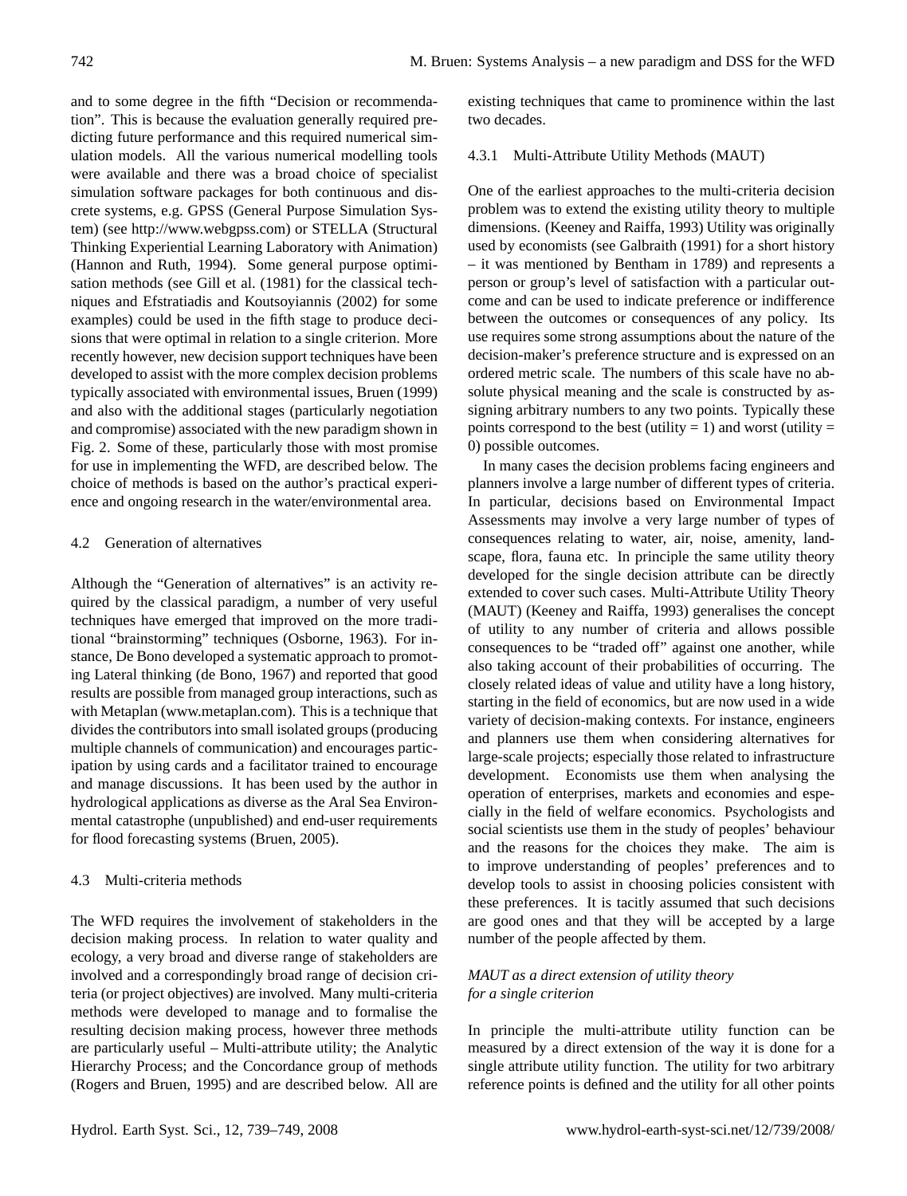and to some degree in the fifth "Decision or recommendation". This is because the evaluation generally required predicting future performance and this required numerical simulation models. All the various numerical modelling tools were available and there was a broad choice of specialist simulation software packages for both continuous and discrete systems, e.g. GPSS (General Purpose Simulation System) (see http://www.webgpss.com) or STELLA (Structural Thinking Experiential Learning Laboratory with Animation) (Hannon and Ruth, 1994). Some general purpose optimisation methods (see Gill et al. (1981) for the classical techniques and Efstratiadis and Koutsoyiannis (2002) for some examples) could be used in the fifth stage to produce decisions that were optimal in relation to a single criterion. More recently however, new decision support techniques have been developed to assist with the more complex decision problems typically associated with environmental issues, Bruen (1999) and also with the additional stages (particularly negotiation and compromise) associated with the new paradigm shown in Fig. 2. Some of these, particularly those with most promise for use in implementing the WFD, are described below. The choice of methods is based on the author's practical experience and ongoing research in the water/environmental area.

### 4.2 Generation of alternatives

Although the "Generation of alternatives" is an activity required by the classical paradigm, a number of very useful techniques have emerged that improved on the more traditional "brainstorming" techniques (Osborne, 1963). For instance, De Bono developed a systematic approach to promoting Lateral thinking (de Bono, 1967) and reported that good results are possible from managed group interactions, such as with Metaplan (www.metaplan.com). This is a technique that divides the contributors into small isolated groups (producing multiple channels of communication) and encourages participation by using cards and a facilitator trained to encourage and manage discussions. It has been used by the author in hydrological applications as diverse as the Aral Sea Environmental catastrophe (unpublished) and end-user requirements for flood forecasting systems (Bruen, 2005).

### 4.3 Multi-criteria methods

The WFD requires the involvement of stakeholders in the decision making process. In relation to water quality and ecology, a very broad and diverse range of stakeholders are involved and a correspondingly broad range of decision criteria (or project objectives) are involved. Many multi-criteria methods were developed to manage and to formalise the resulting decision making process, however three methods are particularly useful – Multi-attribute utility; the Analytic Hierarchy Process; and the Concordance group of methods (Rogers and Bruen, 1995) and are described below. All are existing techniques that came to prominence within the last two decades.

#### 4.3.1 Multi-Attribute Utility Methods (MAUT)

One of the earliest approaches to the multi-criteria decision problem was to extend the existing utility theory to multiple dimensions. (Keeney and Raiffa, 1993) Utility was originally used by economists (see Galbraith (1991) for a short history – it was mentioned by Bentham in 1789) and represents a person or group's level of satisfaction with a particular outcome and can be used to indicate preference or indifference between the outcomes or consequences of any policy. Its use requires some strong assumptions about the nature of the decision-maker's preference structure and is expressed on an ordered metric scale. The numbers of this scale have no absolute physical meaning and the scale is constructed by assigning arbitrary numbers to any two points. Typically these points correspond to the best (utility = 1) and worst (utility = 0) possible outcomes.

In many cases the decision problems facing engineers and planners involve a large number of different types of criteria. In particular, decisions based on Environmental Impact Assessments may involve a very large number of types of consequences relating to water, air, noise, amenity, landscape, flora, fauna etc. In principle the same utility theory developed for the single decision attribute can be directly extended to cover such cases. Multi-Attribute Utility Theory (MAUT) (Keeney and Raiffa, 1993) generalises the concept of utility to any number of criteria and allows possible consequences to be "traded off" against one another, while also taking account of their probabilities of occurring. The closely related ideas of value and utility have a long history, starting in the field of economics, but are now used in a wide variety of decision-making contexts. For instance, engineers and planners use them when considering alternatives for large-scale projects; especially those related to infrastructure development. Economists use them when analysing the operation of enterprises, markets and economies and especially in the field of welfare economics. Psychologists and social scientists use them in the study of peoples' behaviour and the reasons for the choices they make. The aim is to improve understanding of peoples' preferences and to develop tools to assist in choosing policies consistent with these preferences. It is tacitly assumed that such decisions are good ones and that they will be accepted by a large number of the people affected by them.

*MAUT as a direct extension of utility theory for a single criterion*

In principle the multi-attribute utility function can be measured by a direct extension of the way it is done for a single attribute utility function. The utility for two arbitrary reference points is defined and the utility for all other points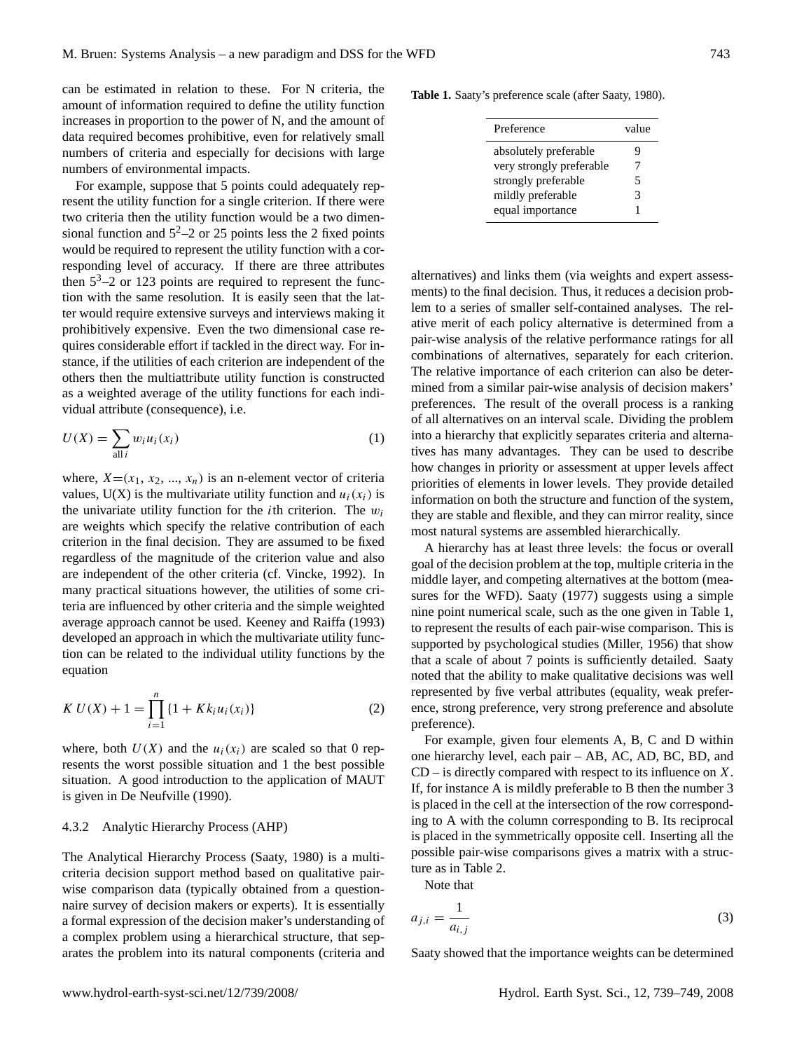can be estimated in relation to these. For N criteria, the amount of information required to define the utility function increases in proportion to the power of N, and the amount of data required becomes prohibitive, even for relatively small numbers of criteria and especially for decisions with large numbers of environmental impacts.

For example, suppose that 5 points could adequately represent the utility function for a single criterion. If there were two criteria then the utility function would be a two dimensional function and $5^2$–2 or 25 points less the 2 fixed points would be required to represent the utility function with a corresponding level of accuracy. If there are three attributes then $5^3$–2 or 123 points are required to represent the function with the same resolution. It is easily seen that the latter would require extensive surveys and interviews making it prohibitively expensive. Even the two dimensional case requires considerable effort if tackled in the direct way. For instance, if the utilities of each criterion are independent of the others then the multiattribute utility function is constructed as a weighted average of the utility functions for each individual attribute (consequence), i.e.

$$U(X) = \sum_{\text{all } i} w_i u_i(x_i) \tag{1}$$

where, $X=(x_1, x_2, ..., x_n)$ is an n-element vector of criteria values, U(X) is the multivariate utility function and $u_i(x_i)$ is the univariate utility function for the $i$th criterion. The $w_i$ are weights which specify the relative contribution of each criterion in the final decision. They are assumed to be fixed regardless of the magnitude of the criterion value and also are independent of the other criteria (cf. Vincke, 1992). In many practical situations however, the utilities of some criteria are influenced by other criteria and the simple weighted average approach cannot be used. Keeney and Raiffa (1993) developed an approach in which the multivariate utility function can be related to the individual utility functions by the equation

$$K\,U(X) + 1 = \prod_{i=1}^{n} \{1 + Kk_i u_i(x_i)\} \tag{2}$$

where, both $U(X)$ and the $u_i(x_i)$ are scaled so that 0 represents the worst possible situation and 1 the best possible situation. A good introduction to the application of MAUT is given in De Neufville (1990).

#### 4.3.2 Analytic Hierarchy Process (AHP)

The Analytical Hierarchy Process (Saaty, 1980) is a multicriteria decision support method based on qualitative pairwise comparison data (typically obtained from a questionnaire survey of decision makers or experts). It is essentially a formal expression of the decision maker's understanding of a complex problem using a hierarchical structure, that separates the problem into its natural components (criteria and alternatives) and links them (via weights and expert assessments) to the final decision. Thus, it reduces a decision problem to a series of smaller self-contained analyses. The relative merit of each policy alternative is determined from a pair-wise analysis of the relative performance ratings for all combinations of alternatives, separately for each criterion. The relative importance of each criterion can also be determined from a similar pair-wise analysis of decision makers' preferences. The result of the overall process is a ranking of all alternatives on an interval scale. Dividing the problem into a hierarchy that explicitly separates criteria and alternatives has many advantages. They can be used to describe how changes in priority or assessment at upper levels affect priorities of elements in lower levels. They provide detailed information on both the structure and function of the system, they are stable and flexible, and they can mirror reality, since most natural systems are assembled hierarchically.

**Table 1.** Saaty's preference scale (after Saaty, 1980).

| Preference | value |
|---|---|
| absolutely preferable | 9 |
| very strongly preferable | 7 |
| strongly preferable | 5 |
| mildly preferable | 3 |
| equal importance | 1 |

A hierarchy has at least three levels: the focus or overall goal of the decision problem at the top, multiple criteria in the middle layer, and competing alternatives at the bottom (measures for the WFD). Saaty (1977) suggests using a simple nine point numerical scale, such as the one given in Table 1, to represent the results of each pair-wise comparison. This is supported by psychological studies (Miller, 1956) that show that a scale of about 7 points is sufficiently detailed. Saaty noted that the ability to make qualitative decisions was well represented by five verbal attributes (equality, weak preference, strong preference, very strong preference and absolute preference).

For example, given four elements A, B, C and D within one hierarchy level, each pair – AB, AC, AD, BC, BD, and CD – is directly compared with respect to its influence on $X$. If, for instance A is mildly preferable to B then the number 3 is placed in the cell at the intersection of the row corresponding to A with the column corresponding to B. Its reciprocal is placed in the symmetrically opposite cell. Inserting all the possible pair-wise comparisons gives a matrix with a structure as in Table 2.

Note that

$$a_{j,i} = \frac{1}{a_{i,j}} \tag{3}$$

Saaty showed that the importance weights can be determined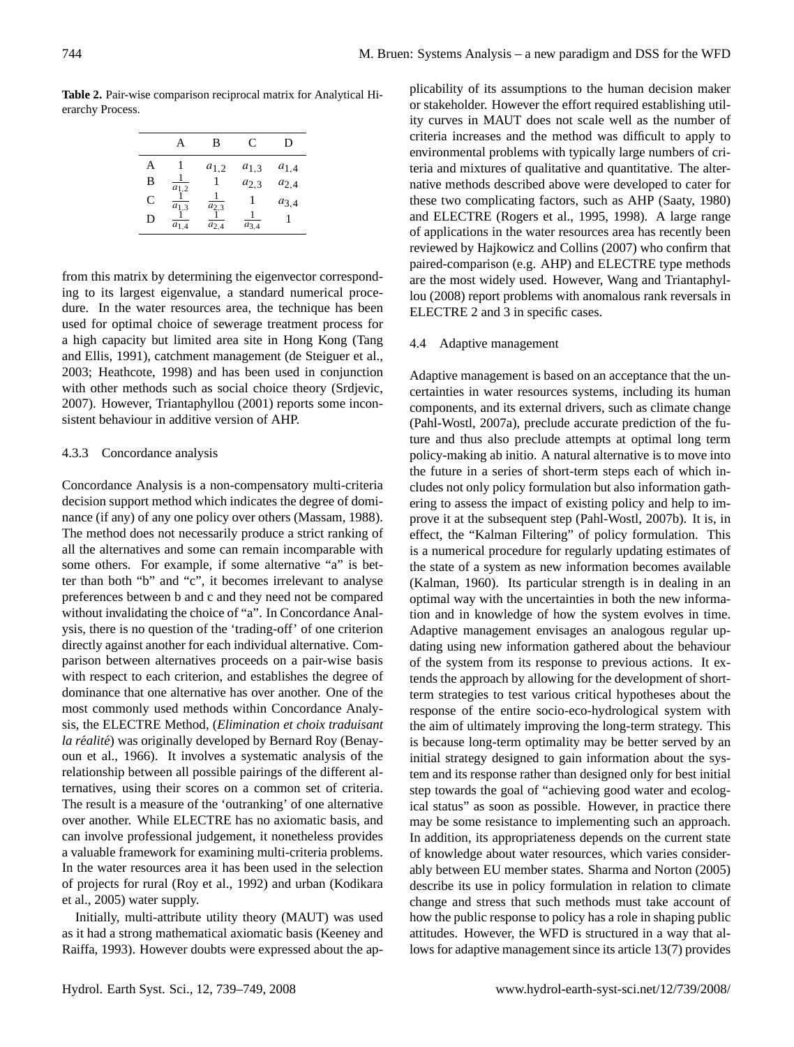**Table 2.** Pair-wise comparison reciprocal matrix for Analytical Hierarchy Process.

| | A | B | C | D |
|---|---|---|---|---|
| A | 1 | $a_{1,2}$ | $a_{1,3}$ | $a_{1,4}$ |
| B | $\frac{1}{a_{1,2}}$ | 1 | $a_{2,3}$ | $a_{2,4}$ |
| C | $\frac{1}{a_{1,3}}$ | $\frac{1}{a_{2,3}}$ | 1 | $a_{3,4}$ |
| D | $\frac{1}{a_{1,4}}$ | $\frac{1}{a_{2,4}}$ | $\frac{1}{a_{3,4}}$ | 1 |

from this matrix by determining the eigenvector corresponding to its largest eigenvalue, a standard numerical procedure. In the water resources area, the technique has been used for optimal choice of sewerage treatment process for a high capacity but limited area site in Hong Kong (Tang and Ellis, 1991), catchment management (de Steiguer et al., 2003; Heathcote, 1998) and has been used in conjunction with other methods such as social choice theory (Srdjevic, 2007). However, Triantaphyllou (2001) reports some inconsistent behaviour in additive version of AHP.

#### 4.3.3 Concordance analysis

Concordance Analysis is a non-compensatory multi-criteria decision support method which indicates the degree of dominance (if any) of any one policy over others (Massam, 1988). The method does not necessarily produce a strict ranking of all the alternatives and some can remain incomparable with some others. For example, if some alternative "a" is better than both "b" and "c", it becomes irrelevant to analyse preferences between b and c and they need not be compared without invalidating the choice of "a". In Concordance Analysis, there is no question of the 'trading-off' of one criterion directly against another for each individual alternative. Comparison between alternatives proceeds on a pair-wise basis with respect to each criterion, and establishes the degree of dominance that one alternative has over another. One of the most commonly used methods within Concordance Analysis, the ELECTRE Method, (*Elimination et choix traduisant la réalité*) was originally developed by Bernard Roy (Benayoun et al., 1966). It involves a systematic analysis of the relationship between all possible pairings of the different alternatives, using their scores on a common set of criteria. The result is a measure of the 'outranking' of one alternative over another. While ELECTRE has no axiomatic basis, and can involve professional judgement, it nonetheless provides a valuable framework for examining multi-criteria problems. In the water resources area it has been used in the selection of projects for rural (Roy et al., 1992) and urban (Kodikara et al., 2005) water supply.

Initially, multi-attribute utility theory (MAUT) was used as it had a strong mathematical axiomatic basis (Keeney and Raiffa, 1993). However doubts were expressed about the applicability of its assumptions to the human decision maker or stakeholder. However the effort required establishing utility curves in MAUT does not scale well as the number of criteria increases and the method was difficult to apply to environmental problems with typically large numbers of criteria and mixtures of qualitative and quantitative. The alternative methods described above were developed to cater for these two complicating factors, such as AHP (Saaty, 1980) and ELECTRE (Rogers et al., 1995, 1998). A large range of applications in the water resources area has recently been reviewed by Hajkowicz and Collins (2007) who confirm that paired-comparison (e.g. AHP) and ELECTRE type methods are the most widely used. However, Wang and Triantaphyllou (2008) report problems with anomalous rank reversals in ELECTRE 2 and 3 in specific cases.

### 4.4 Adaptive management

Adaptive management is based on an acceptance that the uncertainties in water resources systems, including its human components, and its external drivers, such as climate change (Pahl-Wostl, 2007a), preclude accurate prediction of the future and thus also preclude attempts at optimal long term policy-making ab initio. A natural alternative is to move into the future in a series of short-term steps each of which includes not only policy formulation but also information gathering to assess the impact of existing policy and help to improve it at the subsequent step (Pahl-Wostl, 2007b). It is, in effect, the "Kalman Filtering" of policy formulation. This is a numerical procedure for regularly updating estimates of the state of a system as new information becomes available (Kalman, 1960). Its particular strength is in dealing in an optimal way with the uncertainties in both the new information and in knowledge of how the system evolves in time. Adaptive management envisages an analogous regular updating using new information gathered about the behaviour of the system from its response to previous actions. It extends the approach by allowing for the development of short-term strategies to test various critical hypotheses about the response of the entire socio-eco-hydrological system with the aim of ultimately improving the long-term strategy. This is because long-term optimality may be better served by an initial strategy designed to gain information about the system and its response rather than designed only for best initial step towards the goal of "achieving good water and ecological status" as soon as possible. However, in practice there may be some resistance to implementing such an approach. In addition, its appropriateness depends on the current state of knowledge about water resources, which varies considerably between EU member states. Sharma and Norton (2005) describe its use in policy formulation in relation to climate change and stress that such methods must take account of how the public response to policy has a role in shaping public attitudes. However, the WFD is structured in a way that allows for adaptive management since its article 13(7) provides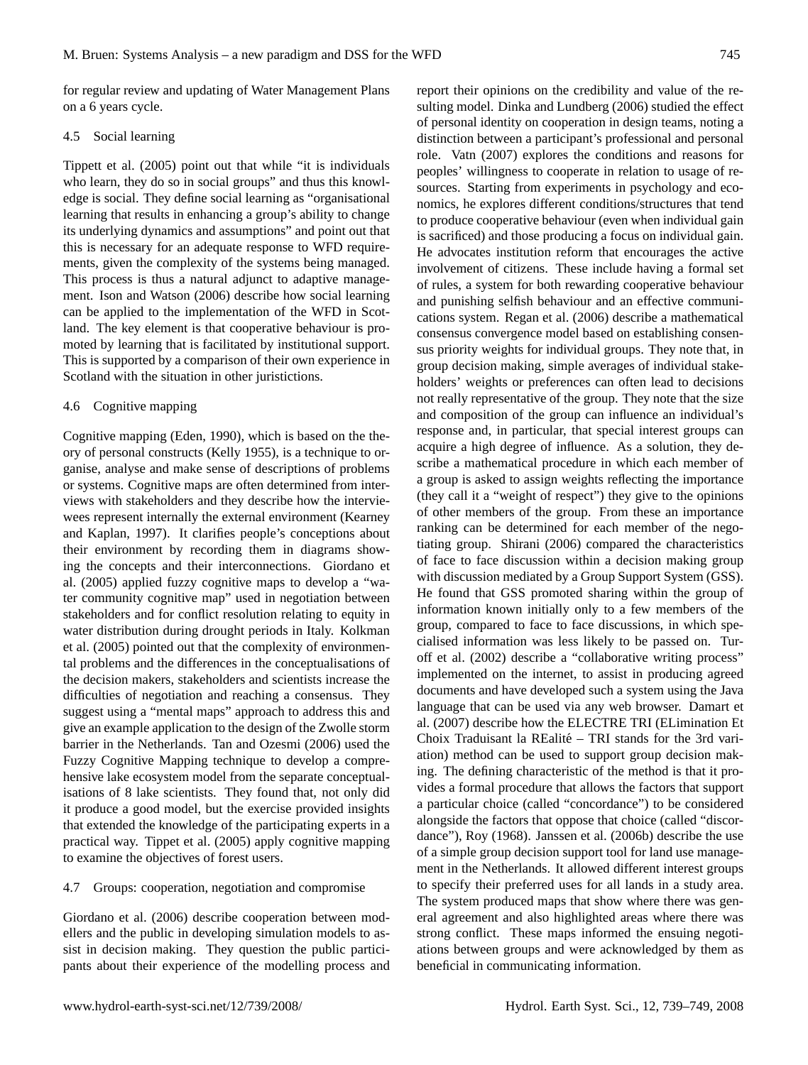for regular review and updating of Water Management Plans on a 6 years cycle.

### 4.5 Social learning

Tippett et al. (2005) point out that while "it is individuals who learn, they do so in social groups" and thus this knowledge is social. They define social learning as "organisational learning that results in enhancing a group's ability to change its underlying dynamics and assumptions" and point out that this is necessary for an adequate response to WFD requirements, given the complexity of the systems being managed. This process is thus a natural adjunct to adaptive management. Ison and Watson (2006) describe how social learning can be applied to the implementation of the WFD in Scotland. The key element is that cooperative behaviour is promoted by learning that is facilitated by institutional support. This is supported by a comparison of their own experience in Scotland with the situation in other juristictions.

### 4.6 Cognitive mapping

Cognitive mapping (Eden, 1990), which is based on the theory of personal constructs (Kelly 1955), is a technique to organise, analyse and make sense of descriptions of problems or systems. Cognitive maps are often determined from interviews with stakeholders and they describe how the interviewees represent internally the external environment (Kearney and Kaplan, 1997). It clarifies people's conceptions about their environment by recording them in diagrams showing the concepts and their interconnections. Giordano et al. (2005) applied fuzzy cognitive maps to develop a "water community cognitive map" used in negotiation between stakeholders and for conflict resolution relating to equity in water distribution during drought periods in Italy. Kolkman et al. (2005) pointed out that the complexity of environmental problems and the differences in the conceptualisations of the decision makers, stakeholders and scientists increase the difficulties of negotiation and reaching a consensus. They suggest using a "mental maps" approach to address this and give an example application to the design of the Zwolle storm barrier in the Netherlands. Tan and Ozesmi (2006) used the Fuzzy Cognitive Mapping technique to develop a comprehensive lake ecosystem model from the separate conceptualisations of 8 lake scientists. They found that, not only did it produce a good model, but the exercise provided insights that extended the knowledge of the participating experts in a practical way. Tippet et al. (2005) apply cognitive mapping to examine the objectives of forest users.

### 4.7 Groups: cooperation, negotiation and compromise

Giordano et al. (2006) describe cooperation between modellers and the public in developing simulation models to assist in decision making. They question the public participants about their experience of the modelling process and report their opinions on the credibility and value of the resulting model. Dinka and Lundberg (2006) studied the effect of personal identity on cooperation in design teams, noting a distinction between a participant's professional and personal role. Vatn (2007) explores the conditions and reasons for peoples' willingness to cooperate in relation to usage of resources. Starting from experiments in psychology and economics, he explores different conditions/structures that tend to produce cooperative behaviour (even when individual gain is sacrificed) and those producing a focus on individual gain. He advocates institution reform that encourages the active involvement of citizens. These include having a formal set of rules, a system for both rewarding cooperative behaviour and punishing selfish behaviour and an effective communications system. Regan et al. (2006) describe a mathematical consensus convergence model based on establishing consensus priority weights for individual groups. They note that, in group decision making, simple averages of individual stakeholders' weights or preferences can often lead to decisions not really representative of the group. They note that the size and composition of the group can influence an individual's response and, in particular, that special interest groups can acquire a high degree of influence. As a solution, they describe a mathematical procedure in which each member of a group is asked to assign weights reflecting the importance (they call it a "weight of respect") they give to the opinions of other members of the group. From these an importance ranking can be determined for each member of the negotiating group. Shirani (2006) compared the characteristics of face to face discussion within a decision making group with discussion mediated by a Group Support System (GSS). He found that GSS promoted sharing within the group of information known initially only to a few members of the group, compared to face to face discussions, in which specialised information was less likely to be passed on. Turoff et al. (2002) describe a "collaborative writing process" implemented on the internet, to assist in producing agreed documents and have developed such a system using the Java language that can be used via any web browser. Damart et al. (2007) describe how the ELECTRE TRI (ELimination Et Choix Traduisant la REalité – TRI stands for the 3rd variation) method can be used to support group decision making. The defining characteristic of the method is that it provides a formal procedure that allows the factors that support a particular choice (called "concordance") to be considered alongside the factors that oppose that choice (called "discordance"), Roy (1968). Janssen et al. (2006b) describe the use of a simple group decision support tool for land use management in the Netherlands. It allowed different interest groups to specify their preferred uses for all lands in a study area. The system produced maps that show where there was general agreement and also highlighted areas where there was strong conflict. These maps informed the ensuing negotiations between groups and were acknowledged by them as beneficial in communicating information.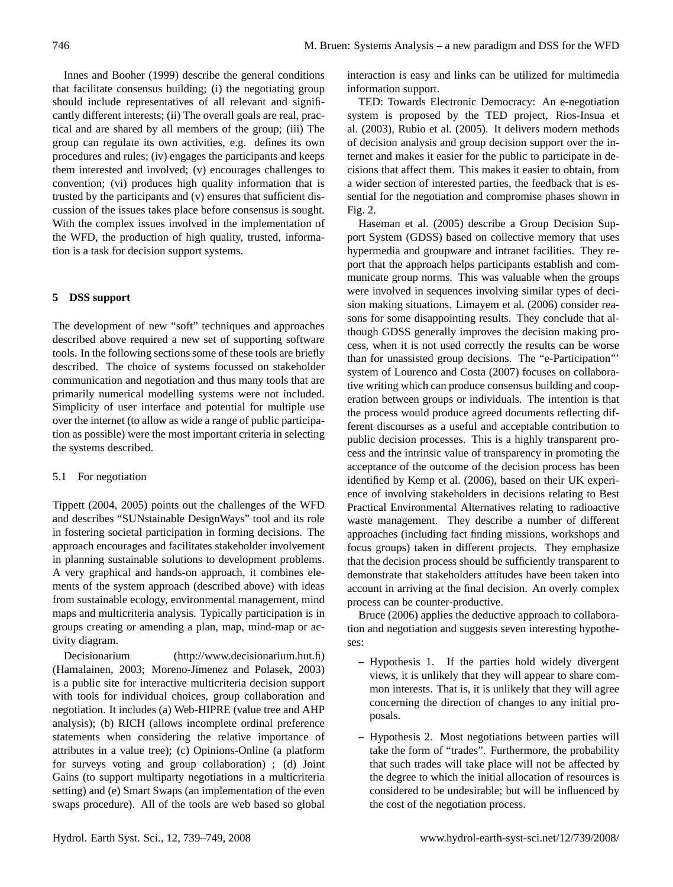Innes and Booher (1999) describe the general conditions that facilitate consensus building; (i) the negotiating group should include representatives of all relevant and significantly different interests; (ii) The overall goals are real, practical and are shared by all members of the group; (iii) The group can regulate its own activities, e.g. defines its own procedures and rules; (iv) engages the participants and keeps them interested and involved; (v) encourages challenges to convention; (vi) produces high quality information that is trusted by the participants and (v) ensures that sufficient discussion of the issues takes place before consensus is sought. With the complex issues involved in the implementation of the WFD, the production of high quality, trusted, information is a task for decision support systems.

## 5 DSS support

The development of new "soft" techniques and approaches described above required a new set of supporting software tools. In the following sections some of these tools are briefly described. The choice of systems focussed on stakeholder communication and negotiation and thus many tools that are primarily numerical modelling systems were not included. Simplicity of user interface and potential for multiple use over the internet (to allow as wide a range of public participation as possible) were the most important criteria in selecting the systems described.

### 5.1 For negotiation

Tippett (2004, 2005) points out the challenges of the WFD and describes "SUNstainable DesignWays" tool and its role in fostering societal participation in forming decisions. The approach encourages and facilitates stakeholder involvement in planning sustainable solutions to development problems. A very graphical and hands-on approach, it combines elements of the system approach (described above) with ideas from sustainable ecology, environmental management, mind maps and multicriteria analysis. Typically participation is in groups creating or amending a plan, map, mind-map or activity diagram.

Decisionarium (http://www.decisionarium.hut.fi) (Hamalainen, 2003; Moreno-Jimenez and Polasek, 2003) is a public site for interactive multicriteria decision support with tools for individual choices, group collaboration and negotiation. It includes (a) Web-HIPRE (value tree and AHP analysis); (b) RICH (allows incomplete ordinal preference statements when considering the relative importance of attributes in a value tree); (c) Opinions-Online (a platform for surveys voting and group collaboration) ; (d) Joint Gains (to support multiparty negotiations in a multicriteria setting) and (e) Smart Swaps (an implementation of the even swaps procedure). All of the tools are web based so global interaction is easy and links can be utilized for multimedia information support.

TED: Towards Electronic Democracy: An e-negotiation system is proposed by the TED project, Rios-Insua et al. (2003), Rubio et al. (2005). It delivers modern methods of decision analysis and group decision support over the internet and makes it easier for the public to participate in decisions that affect them. This makes it easier to obtain, from a wider section of interested parties, the feedback that is essential for the negotiation and compromise phases shown in Fig. 2.

Haseman et al. (2005) describe a Group Decision Support System (GDSS) based on collective memory that uses hypermedia and groupware and intranet facilities. They report that the approach helps participants establish and communicate group norms. This was valuable when the groups were involved in sequences involving similar types of decision making situations. Limayem et al. (2006) consider reasons for some disappointing results. They conclude that although GDSS generally improves the decision making process, when it is not used correctly the results can be worse than for unassisted group decisions. The "e-Participation"' system of Lourenco and Costa (2007) focuses on collaborative writing which can produce consensus building and cooperation between groups or individuals. The intention is that the process would produce agreed documents reflecting different discourses as a useful and acceptable contribution to public decision processes. This is a highly transparent process and the intrinsic value of transparency in promoting the acceptance of the outcome of the decision process has been identified by Kemp et al. (2006), based on their UK experience of involving stakeholders in decisions relating to Best Practical Environmental Alternatives relating to radioactive waste management. They describe a number of different approaches (including fact finding missions, workshops and focus groups) taken in different projects. They emphasize that the decision process should be sufficiently transparent to demonstrate that stakeholders attitudes have been taken into account in arriving at the final decision. An overly complex process can be counter-productive.

Bruce (2006) applies the deductive approach to collaboration and negotiation and suggests seven interesting hypotheses:

- Hypothesis 1. If the parties hold widely divergent views, it is unlikely that they will appear to share common interests. That is, it is unlikely that they will agree concerning the direction of changes to any initial proposals.
- Hypothesis 2. Most negotiations between parties will take the form of "trades". Furthermore, the probability that such trades will take place will not be affected by the degree to which the initial allocation of resources is considered to be undesirable; but will be influenced by the cost of the negotiation process.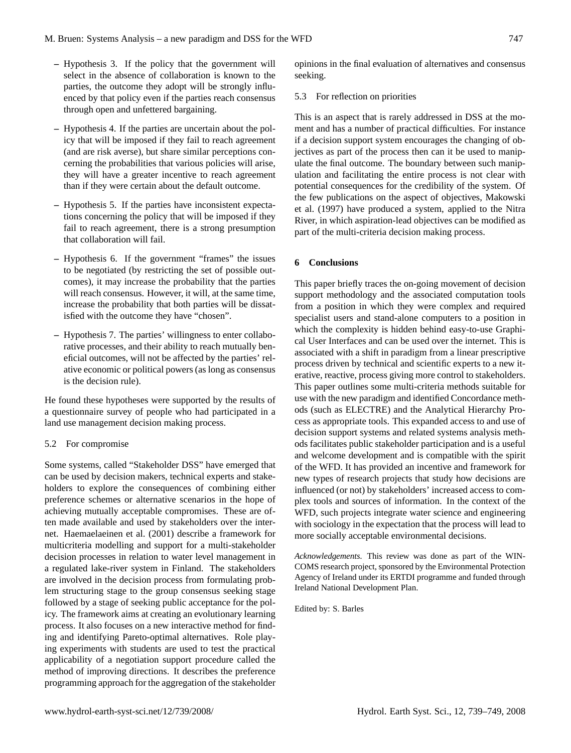- Hypothesis 3. If the policy that the government will select in the absence of collaboration is known to the parties, the outcome they adopt will be strongly influenced by that policy even if the parties reach consensus through open and unfettered bargaining.

- Hypothesis 4. If the parties are uncertain about the policy that will be imposed if they fail to reach agreement (and are risk averse), but share similar perceptions concerning the probabilities that various policies will arise, they will have a greater incentive to reach agreement than if they were certain about the default outcome.

- Hypothesis 5. If the parties have inconsistent expectations concerning the policy that will be imposed if they fail to reach agreement, there is a strong presumption that collaboration will fail.

- Hypothesis 6. If the government "frames" the issues to be negotiated (by restricting the set of possible outcomes), it may increase the probability that the parties will reach consensus. However, it will, at the same time, increase the probability that both parties will be dissatisfied with the outcome they have "chosen".

- Hypothesis 7. The parties' willingness to enter collaborative processes, and their ability to reach mutually beneficial outcomes, will not be affected by the parties' relative economic or political powers (as long as consensus is the decision rule).

He found these hypotheses were supported by the results of a questionnaire survey of people who had participated in a land use management decision making process.

### 5.2 For compromise

Some systems, called "Stakeholder DSS" have emerged that can be used by decision makers, technical experts and stakeholders to explore the consequences of combining either preference schemes or alternative scenarios in the hope of achieving mutually acceptable compromises. These are often made available and used by stakeholders over the internet. Haemaelaeinen et al. (2001) describe a framework for multicriteria modelling and support for a multi-stakeholder decision processes in relation to water level management in a regulated lake-river system in Finland. The stakeholders are involved in the decision process from formulating problem structuring stage to the group consensus seeking stage followed by a stage of seeking public acceptance for the policy. The framework aims at creating an evolutionary learning process. It also focuses on a new interactive method for finding and identifying Pareto-optimal alternatives. Role playing experiments with students are used to test the practical applicability of a negotiation support procedure called the method of improving directions. It describes the preference programming approach for the aggregation of the stakeholder opinions in the final evaluation of alternatives and consensus seeking.

### 5.3 For reflection on priorities

This is an aspect that is rarely addressed in DSS at the moment and has a number of practical difficulties. For instance if a decision support system encourages the changing of objectives as part of the process then can it be used to manipulate the final outcome. The boundary between such manipulation and facilitating the entire process is not clear with potential consequences for the credibility of the system. Of the few publications on the aspect of objectives, Makowski et al. (1997) have produced a system, applied to the Nitra River, in which aspiration-lead objectives can be modified as part of the multi-criteria decision making process.

## 6 Conclusions

This paper briefly traces the on-going movement of decision support methodology and the associated computation tools from a position in which they were complex and required specialist users and stand-alone computers to a position in which the complexity is hidden behind easy-to-use Graphical User Interfaces and can be used over the internet. This is associated with a shift in paradigm from a linear prescriptive process driven by technical and scientific experts to a new iterative, reactive, process giving more control to stakeholders. This paper outlines some multi-criteria methods suitable for use with the new paradigm and identified Concordance methods (such as ELECTRE) and the Analytical Hierarchy Process as appropriate tools. This expanded access to and use of decision support systems and related systems analysis methods facilitates public stakeholder participation and is a useful and welcome development and is compatible with the spirit of the WFD. It has provided an incentive and framework for new types of research projects that study how decisions are influenced (or not) by stakeholders' increased access to complex tools and sources of information. In the context of the WFD, such projects integrate water science and engineering with sociology in the expectation that the process will lead to more socially acceptable environmental decisions.

*Acknowledgements.* This review was done as part of the WIN-COMS research project, sponsored by the Environmental Protection Agency of Ireland under its ERTDI programme and funded through Ireland National Development Plan.

Edited by: S. Barles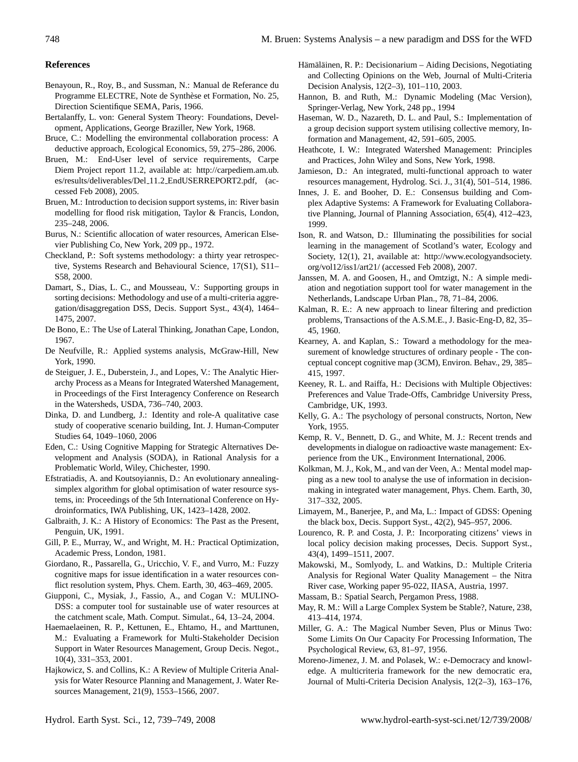## References

Benayoun, R., Roy, B., and Sussman, N.: Manual de Referance du Programme ELECTRE, Note de Synthèse et Formation, No. 25, Direction Scientifique SEMA, Paris, 1966.

Bertalanffy, L. von: General System Theory: Foundations, Development, Applications, George Braziller, New York, 1968.

Bruce, C.: Modelling the environmental collaboration process: A deductive approach, Ecological Economics, 59, 275–286, 2006.

Bruen, M.: End-User level of service requirements, Carpe Diem Project report 11.2, available at: http://carpediem.am.ub.es/results/deliverables/Del_11.2_EndUSERREPORT2.pdf, (accessed Feb 2008), 2005.

Bruen, M.: Introduction to decision support systems, in: River basin modelling for flood risk mitigation, Taylor & Francis, London, 235–248, 2006.

Burus, N.: Scientific allocation of water resources, American Elsevier Publishing Co, New York, 209 pp., 1972.

Checkland, P.: Soft systems methodology: a thirty year retrospective, Systems Research and Behavioural Science, 17(S1), S11–S58, 2000.

Damart, S., Dias, L. C., and Mousseau, V.: Supporting groups in sorting decisions: Methodology and use of a multi-criteria aggregation/disaggregation DSS, Decis. Support Syst., 43(4), 1464–1475, 2007.

De Bono, E.: The Use of Lateral Thinking, Jonathan Cape, London, 1967.

De Neufville, R.: Applied systems analysis, McGraw-Hill, New York, 1990.

de Steiguer, J. E., Duberstein, J., and Lopes, V.: The Analytic Hierarchy Process as a Means for Integrated Watershed Management, in Proceedings of the First Interagency Conference on Research in the Watersheds, USDA, 736–740, 2003.

Dinka, D. and Lundberg, J.: Identity and role-A qualitative case study of cooperative scenario building, Int. J. Human-Computer Studies 64, 1049–1060, 2006

Eden, C.: Using Cognitive Mapping for Strategic Alternatives Development and Analysis (SODA), in Rational Analysis for a Problematic World, Wiley, Chichester, 1990.

Efstratiadis, A. and Koutsoyiannis, D.: An evolutionary annealing-simplex algorithm for global optimisation of water resource systems, in: Proceedings of the 5th International Conference on Hydroinformatics, IWA Publishing, UK, 1423–1428, 2002.

Galbraith, J. K.: A History of Economics: The Past as the Present, Penguin, UK, 1991.

Gill, P. E., Murray, W., and Wright, M. H.: Practical Optimization, Academic Press, London, 1981.

Giordano, R., Passarella, G., Uricchio, V. F., and Vurro, M.: Fuzzy cognitive maps for issue identification in a water resources conflict resolution system, Phys. Chem. Earth, 30, 463–469, 2005.

Giupponi, C., Mysiak, J., Fassio, A., and Cogan V.: MULINO-DSS: a computer tool for sustainable use of water resources at the catchment scale, Math. Comput. Simulat., 64, 13–24, 2004.

Haemaelaeinen, R. P., Kettunen, E., Ehtamo, H., and Marttunen, M.: Evaluating a Framework for Multi-Stakeholder Decision Support in Water Resources Management, Group Decis. Negot., 10(4), 331–353, 2001.

Hajkowicz, S. and Collins, K.: A Review of Multiple Criteria Analysis for Water Resource Planning and Management, J. Water Resources Management, 21(9), 1553–1566, 2007.

Hämäläinen, R. P.: Decisionarium – Aiding Decisions, Negotiating and Collecting Opinions on the Web, Journal of Multi-Criteria Decision Analysis, 12(2–3), 101–110, 2003.

Hannon, B. and Ruth, M.: Dynamic Modeling (Mac Version), Springer-Verlag, New York, 248 pp., 1994

Haseman, W. D., Nazareth, D. L. and Paul, S.: Implementation of a group decision support system utilising collective memory, Information and Management, 42, 591–605, 2005.

Heathcote, I. W.: Integrated Watershed Management: Principles and Practices, John Wiley and Sons, New York, 1998.

Jamieson, D.: An integrated, multi-functional approach to water resources management, Hydrolog. Sci. J., 31(4), 501–514, 1986.

Innes, J. E. and Booher, D. E.: Consensus building and Complex Adaptive Systems: A Framework for Evaluating Collaborative Planning, Journal of Planning Association, 65(4), 412–423, 1999.

Ison, R. and Watson, D.: Illuminating the possibilities for social learning in the management of Scotland's water, Ecology and Society, 12(1), 21, available at: http://www.ecologyandsociety.org/vol12/iss1/art21/ (accessed Feb 2008), 2007.

Janssen, M. A. and Goosen, H., and Omtzigt, N.: A simple mediation and negotiation support tool for water management in the Netherlands, Landscape Urban Plan., 78, 71–84, 2006.

Kalman, R. E.: A new approach to linear filtering and prediction problems, Transactions of the A.S.M.E., J. Basic-Eng-D, 82, 35–45, 1960.

Kearney, A. and Kaplan, S.: Toward a methodology for the measurement of knowledge structures of ordinary people - The conceptual concept cognitive map (3CM), Environ. Behav., 29, 385–415, 1997.

Keeney, R. L. and Raiffa, H.: Decisions with Multiple Objectives: Preferences and Value Trade-Offs, Cambridge University Press, Cambridge, UK, 1993.

Kelly, G. A.: The psychology of personal constructs, Norton, New York, 1955.

Kemp, R. V., Bennett, D. G., and White, M. J.: Recent trends and developments in dialogue on radioactive waste management: Experience from the UK., Environment International, 2006.

Kolkman, M. J., Kok, M., and van der Veen, A.: Mental model mapping as a new tool to analyse the use of information in decision-making in integrated water management, Phys. Chem. Earth, 30, 317–332, 2005.

Limayem, M., Banerjee, P., and Ma, L.: Impact of GDSS: Opening the black box, Decis. Support Syst., 42(2), 945–957, 2006.

Lourenco, R. P. and Costa, J. P.: Incorporating citizens' views in local policy decision making processes, Decis. Support Syst., 43(4), 1499–1511, 2007.

Makowski, M., Somlyody, L. and Watkins, D.: Multiple Criteria Analysis for Regional Water Quality Management – the Nitra River case, Working paper 95-022, IIASA, Austria, 1997.

Massam, B.: Spatial Search, Pergamon Press, 1988.

May, R. M.: Will a Large Complex System be Stable?, Nature, 238, 413–414, 1974.

Miller, G. A.: The Magical Number Seven, Plus or Minus Two: Some Limits On Our Capacity For Processing Information, The Psychological Review, 63, 81–97, 1956.

Moreno-Jimenez, J. M. and Polasek, W.: e-Democracy and knowledge. A multicriteria framework for the new democratic era, Journal of Multi-Criteria Decision Analysis, 12(2–3), 163–176,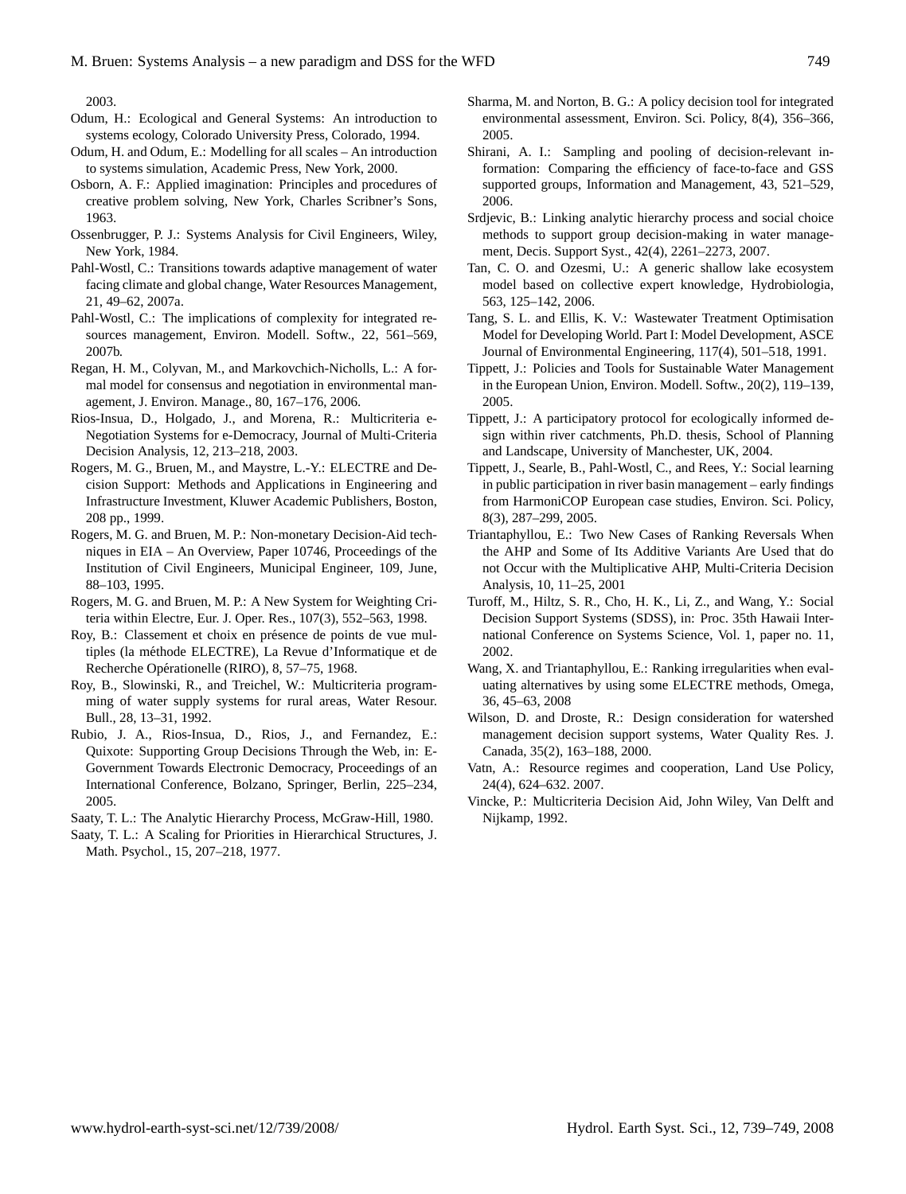2003.

Odum, H.: Ecological and General Systems: An introduction to systems ecology, Colorado University Press, Colorado, 1994.

Odum, H. and Odum, E.: Modelling for all scales – An introduction to systems simulation, Academic Press, New York, 2000.

Osborn, A. F.: Applied imagination: Principles and procedures of creative problem solving, New York, Charles Scribner's Sons, 1963.

Ossenbrugger, P. J.: Systems Analysis for Civil Engineers, Wiley, New York, 1984.

Pahl-Wostl, C.: Transitions towards adaptive management of water facing climate and global change, Water Resources Management, 21, 49–62, 2007a.

Pahl-Wostl, C.: The implications of complexity for integrated resources management, Environ. Modell. Softw., 22, 561–569, 2007b.

Regan, H. M., Colyvan, M., and Markovchich-Nicholls, L.: A formal model for consensus and negotiation in environmental management, J. Environ. Manage., 80, 167–176, 2006.

Rios-Insua, D., Holgado, J., and Morena, R.: Multicriteria e-Negotiation Systems for e-Democracy, Journal of Multi-Criteria Decision Analysis, 12, 213–218, 2003.

Rogers, M. G., Bruen, M., and Maystre, L.-Y.: ELECTRE and Decision Support: Methods and Applications in Engineering and Infrastructure Investment, Kluwer Academic Publishers, Boston, 208 pp., 1999.

Rogers, M. G. and Bruen, M. P.: Non-monetary Decision-Aid techniques in EIA – An Overview, Paper 10746, Proceedings of the Institution of Civil Engineers, Municipal Engineer, 109, June, 88–103, 1995.

Rogers, M. G. and Bruen, M. P.: A New System for Weighting Criteria within Electre, Eur. J. Oper. Res., 107(3), 552–563, 1998.

Roy, B.: Classement et choix en présence de points de vue multiples (la méthode ELECTRE), La Revue d'Informatique et de Recherche Opérationelle (RIRO), 8, 57–75, 1968.

Roy, B., Slowinski, R., and Treichel, W.: Multicriteria programming of water supply systems for rural areas, Water Resour. Bull., 28, 13–31, 1992.

Rubio, J. A., Rios-Insua, D., Rios, J., and Fernandez, E.: Quixote: Supporting Group Decisions Through the Web, in: E-Government Towards Electronic Democracy, Proceedings of an International Conference, Bolzano, Springer, Berlin, 225–234, 2005.

Saaty, T. L.: The Analytic Hierarchy Process, McGraw-Hill, 1980.

Saaty, T. L.: A Scaling for Priorities in Hierarchical Structures, J. Math. Psychol., 15, 207–218, 1977.

Sharma, M. and Norton, B. G.: A policy decision tool for integrated environmental assessment, Environ. Sci. Policy, 8(4), 356–366, 2005.

Shirani, A. I.: Sampling and pooling of decision-relevant information: Comparing the efficiency of face-to-face and GSS supported groups, Information and Management, 43, 521–529, 2006.

Srdjevic, B.: Linking analytic hierarchy process and social choice methods to support group decision-making in water management, Decis. Support Syst., 42(4), 2261–2273, 2007.

Tan, C. O. and Ozesmi, U.: A generic shallow lake ecosystem model based on collective expert knowledge, Hydrobiologia, 563, 125–142, 2006.

Tang, S. L. and Ellis, K. V.: Wastewater Treatment Optimisation Model for Developing World. Part I: Model Development, ASCE Journal of Environmental Engineering, 117(4), 501–518, 1991.

Tippett, J.: Policies and Tools for Sustainable Water Management in the European Union, Environ. Modell. Softw., 20(2), 119–139, 2005.

Tippett, J.: A participatory protocol for ecologically informed design within river catchments, Ph.D. thesis, School of Planning and Landscape, University of Manchester, UK, 2004.

Tippett, J., Searle, B., Pahl-Wostl, C., and Rees, Y.: Social learning in public participation in river basin management – early findings from HarmoniCOP European case studies, Environ. Sci. Policy, 8(3), 287–299, 2005.

Triantaphyllou, E.: Two New Cases of Ranking Reversals When the AHP and Some of Its Additive Variants Are Used that do not Occur with the Multiplicative AHP, Multi-Criteria Decision Analysis, 10, 11–25, 2001

Turoff, M., Hiltz, S. R., Cho, H. K., Li, Z., and Wang, Y.: Social Decision Support Systems (SDSS), in: Proc. 35th Hawaii International Conference on Systems Science, Vol. 1, paper no. 11, 2002.

Wang, X. and Triantaphyllou, E.: Ranking irregularities when evaluating alternatives by using some ELECTRE methods, Omega, 36, 45–63, 2008

Wilson, D. and Droste, R.: Design consideration for watershed management decision support systems, Water Quality Res. J. Canada, 35(2), 163–188, 2000.

Vatn, A.: Resource regimes and cooperation, Land Use Policy, 24(4), 624–632. 2007.

Vincke, P.: Multicriteria Decision Aid, John Wiley, Van Delft and Nijkamp, 1992.